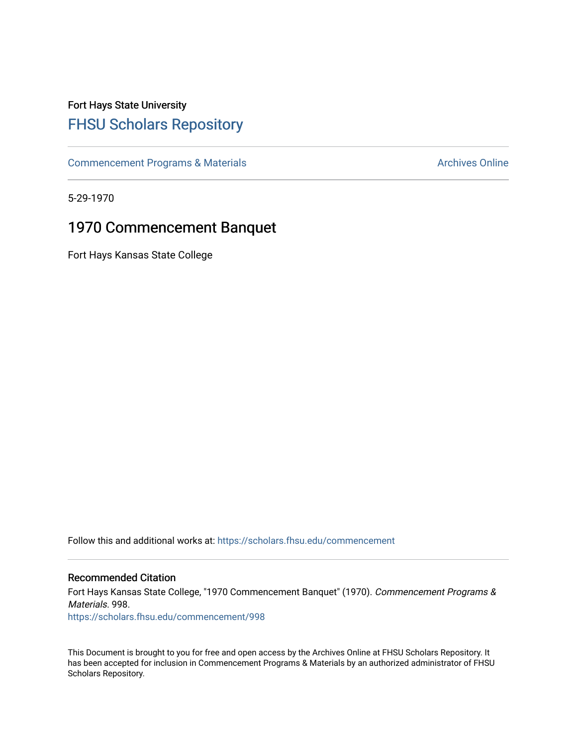Fort Hays State University

# FHSU Scholars Repository

Commencement Programs & Materials | Archives Online

5-29-1970

## 1970 Commencement Banquet

Fort Hays Kansas State College

Follow this and additional works at: https://scholars.fhsu.edu/commencement

### Recommended Citation

Fort Hays Kansas State College, "1970 Commencement Banquet" (1970). *Commencement Programs & Materials*. 998.
https://scholars.fhsu.edu/commencement/998

This Document is brought to you for free and open access by the Archives Online at FHSU Scholars Repository. It has been accepted for inclusion in Commencement Programs & Materials by an authorized administrator of FHSU Scholars Repository.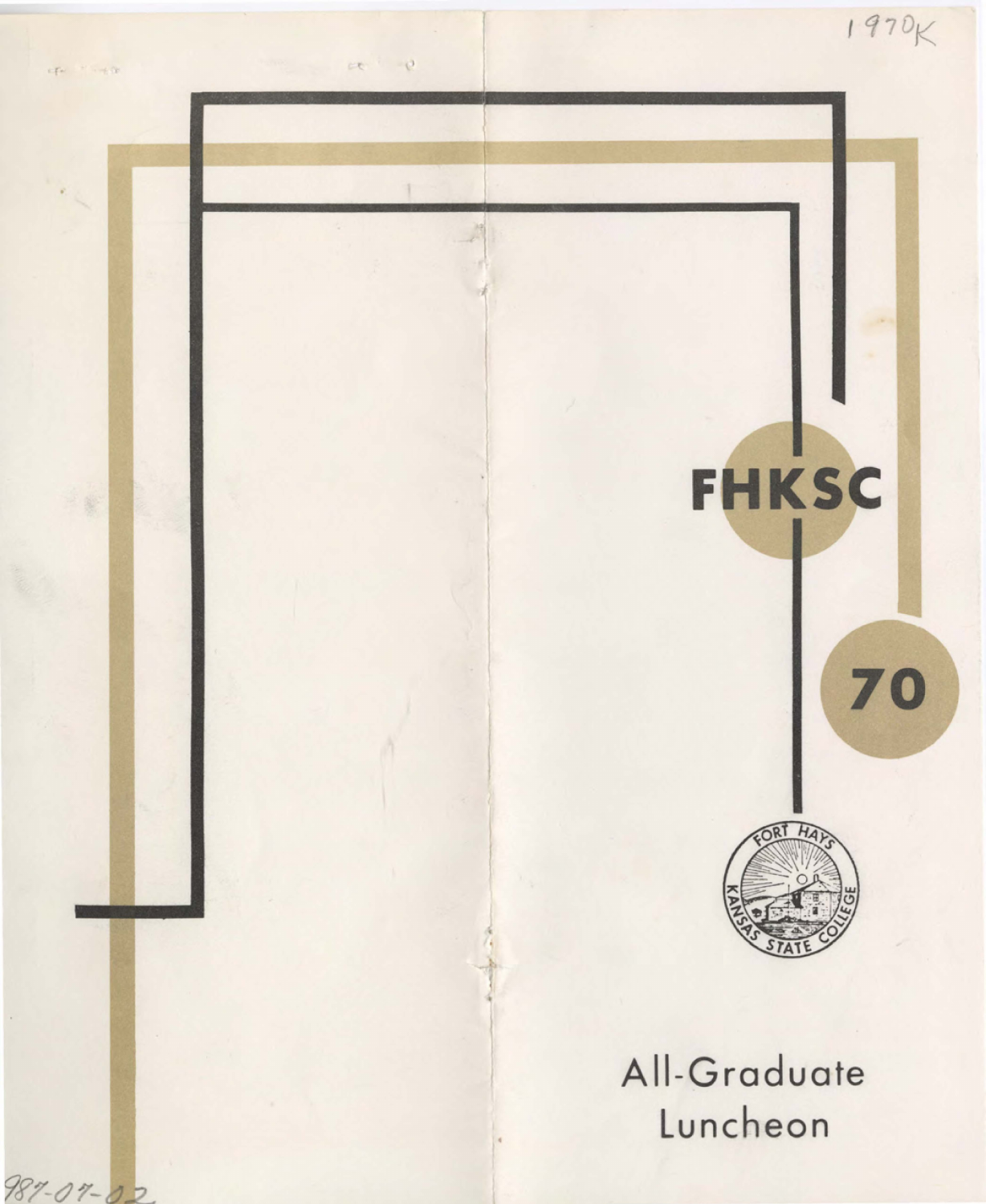1970K

FHKSC

70

FORT HAYS KANSAS STATE COLLEGE

All-Graduate
Luncheon

987-07-02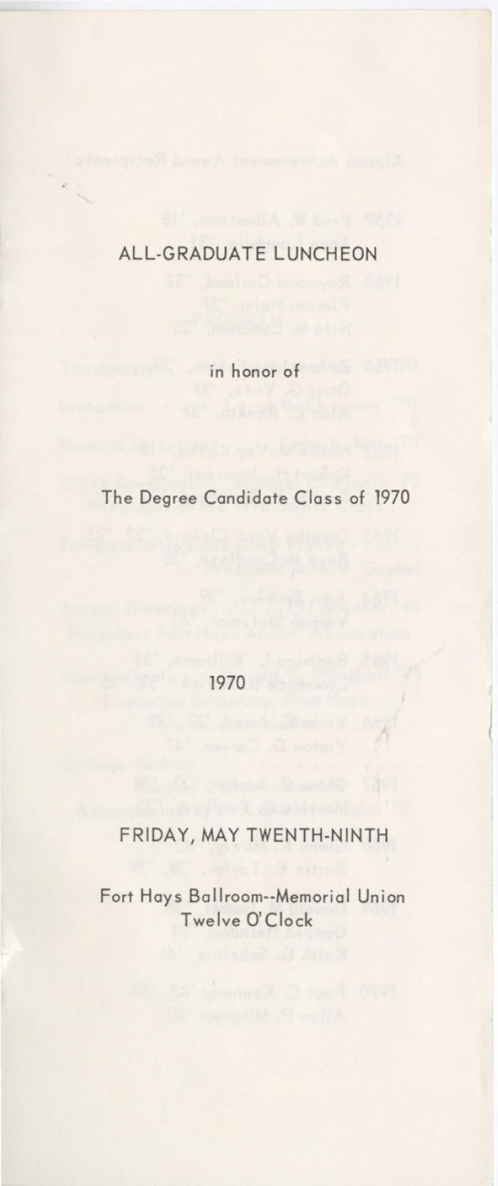# ALL-GRADUATE LUNCHEON

in honor of

The Degree Candidate Class of 1970

1970

FRIDAY, MAY TWENTH-NINTH

Fort Hays Ballroom--Memorial Union
Twelve O'Clock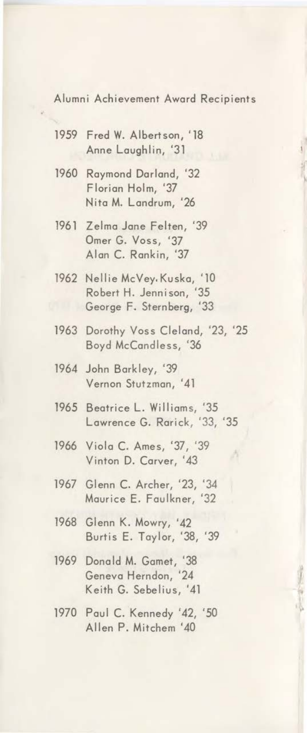## Alumni Achievement Award Recipients

1959 Fred W. Albertson, '18
Anne Laughlin, '31

1960 Raymond Darland, '32
Florian Holm, '37
Nita M. Landrum, '26

1961 Zelma Jane Felten, '39
Omer G. Voss, '37
Alan C. Rankin, '37

1962 Nellie McVey Kuska, '10
Robert H. Jennison, '35
George F. Sternberg, '33

1963 Dorothy Voss Cleland, '23, '25
Boyd McCandless, '36

1964 John Barkley, '39
Vernon Stutzman, '41

1965 Beatrice L. Williams, '35
Lawrence G. Rarick, '33, '35

1966 Viola C. Ames, '37, '39
Vinton D. Carver, '43

1967 Glenn C. Archer, '23, '34
Maurice E. Faulkner, '32

1968 Glenn K. Mowry, '42
Burtis E. Taylor, '38, '39

1969 Donald M. Gamet, '38
Geneva Herndon, '24
Keith G. Sebelius, '41

1970 Paul C. Kennedy '42, '50
Allen P. Mitchem '40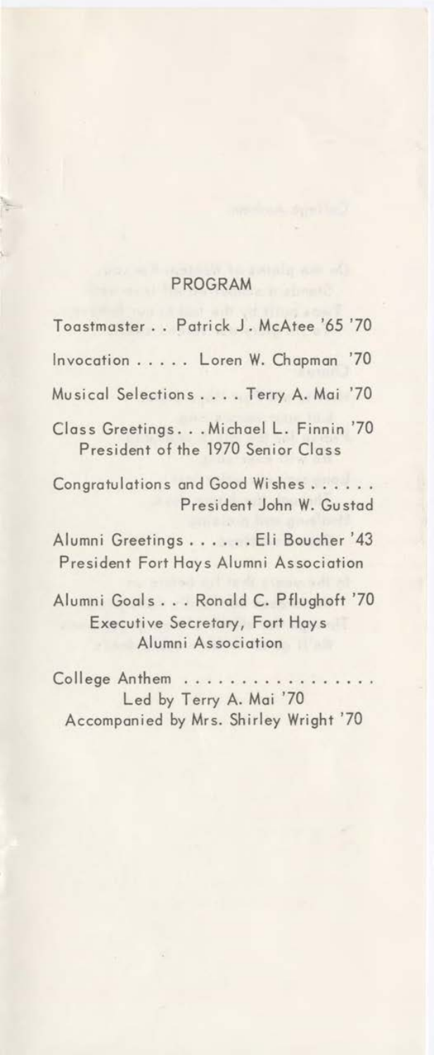## PROGRAM

Toastmaster . . Patrick J. McAtee '65 '70

Invocation . . . . . Loren W. Chapman '70

Musical Selections . . . . Terry A. Mai '70

Class Greetings. . . Michael L. Finnin '70
President of the 1970 Senior Class

Congratulations and Good Wishes . . . . . .
President John W. Gustad

Alumni Greetings . . . . . . Eli Boucher '43
President Fort Hays Alumni Association

Alumni Goals . . . Ronald C. Pflughoft '70
Executive Secretary, Fort Hays
Alumni Association

College Anthem . . . . . . . . . . . . . . . . .
Led by Terry A. Mai '70
Accompanied by Mrs. Shirley Wright '70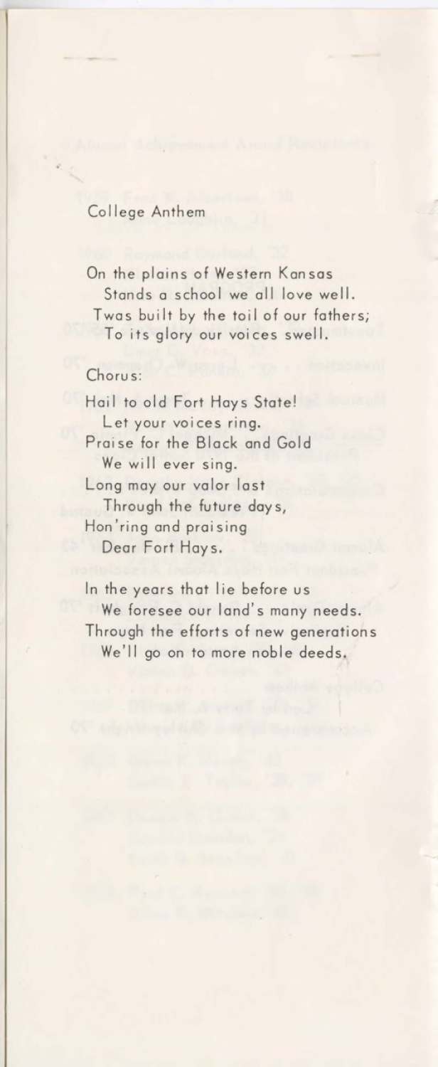College Anthem

On the plains of Western Kansas
Stands a school we all love well.
Twas built by the toil of our fathers;
To its glory our voices swell.

Chorus:

Hail to old Fort Hays State!
Let your voices ring.
Praise for the Black and Gold
We will ever sing.
Long may our valor last
Through the future days,
Hon'ring and praising
Dear Fort Hays.

In the years that lie before us
We foresee our land's many needs.
Through the efforts of new generations
We'll go on to more noble deeds.